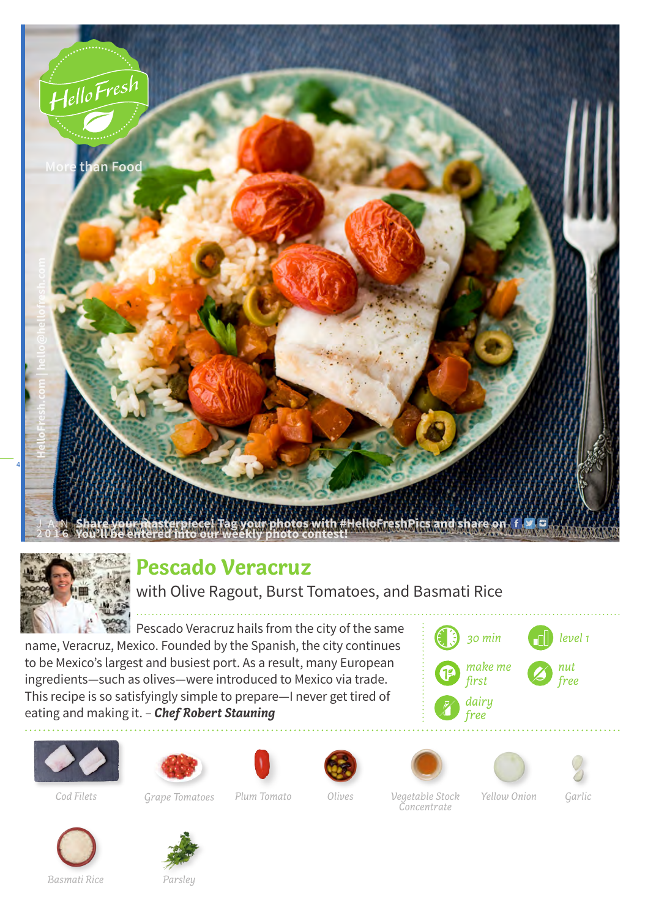HelloFresh

More than Food

HelloFresh.com | hello@hellofresh.com

JAN 2016 Share your masterpiece! Tag your photos with #HelloFreshPics and share on You'll be entered into our weekly photo contest!

# Pescado Veracruz

with Olive Ragout, Burst Tomatoes, and Basmati Rice

Pescado Veracruz hails from the city of the same name, Veracruz, Mexico. Founded by the Spanish, the city continues to be Mexico's largest and busiest port. As a result, many European ingredients—such as olives—were introduced to Mexico via trade. This recipe is so satisfyingly simple to prepare—I never get tired of eating and making it. – ***Chef Robert Stauning***

*30 min*

*level 1*

*make me first*

*nut free*

*dairy free*

*Cod Filets*

*Grape Tomatoes*

*Plum Tomato*

*Olives*

*Vegetable Stock Concentrate*

*Yellow Onion*

*Garlic*

*Basmati Rice*

*Parsley*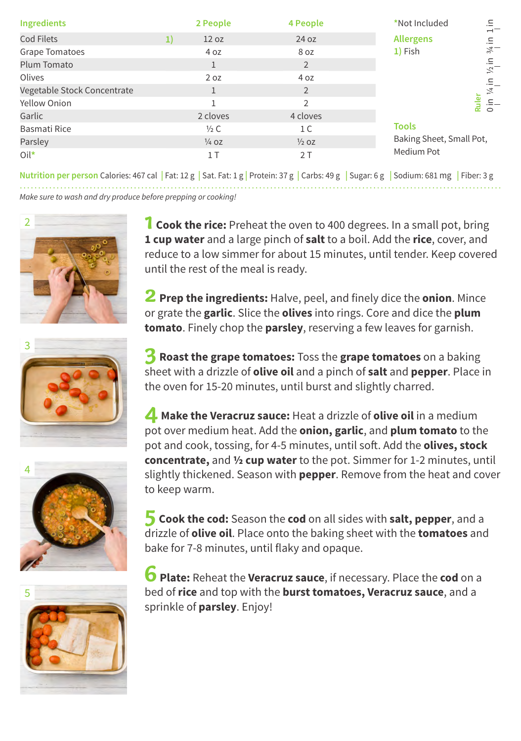| Ingredients | | 2 People | 4 People |
|---|---|---|---|
| Cod Filets | 1) | 12 oz | 24 oz |
| Grape Tomatoes | | 4 oz | 8 oz |
| Plum Tomato | | 1 | 2 |
| Olives | | 2 oz | 4 oz |
| Vegetable Stock Concentrate | | 1 | 2 |
| Yellow Onion | | 1 | 2 |
| Garlic | | 2 cloves | 4 cloves |
| Basmati Rice | | ½ C | 1 C |
| Parsley | | ¼ oz | ½ oz |
| Oil* | | 1 T | 2 T |

*Not Included

**Allergens**

1) Fish

Ruler

0 in ¼ in ½ in ¾ in 1 in

**Tools**

Baking Sheet, Small Pot, Medium Pot

**Nutrition per person** Calories: 467 cal | Fat: 12 g | Sat. Fat: 1 g | Protein: 37 g | Carbs: 49 g | Sugar: 6 g | Sodium: 681 mg | Fiber: 3 g

*Make sure to wash and dry produce before prepping or cooking!*

**1 Cook the rice:** Preheat the oven to 400 degrees. In a small pot, bring **1 cup water** and a large pinch of **salt** to a boil. Add the **rice**, cover, and reduce to a low simmer for about 15 minutes, until tender. Keep covered until the rest of the meal is ready.

**2 Prep the ingredients:** Halve, peel, and finely dice the **onion**. Mince or grate the **garlic**. Slice the **olives** into rings. Core and dice the **plum tomato**. Finely chop the **parsley**, reserving a few leaves for garnish.

**3 Roast the grape tomatoes:** Toss the **grape tomatoes** on a baking sheet with a drizzle of **olive oil** and a pinch of **salt** and **pepper**. Place in the oven for 15-20 minutes, until burst and slightly charred.

**4 Make the Veracruz sauce:** Heat a drizzle of **olive oil** in a medium pot over medium heat. Add the **onion, garlic**, and **plum tomato** to the pot and cook, tossing, for 4-5 minutes, until soft. Add the **olives, stock concentrate,** and **½ cup water** to the pot. Simmer for 1-2 minutes, until slightly thickened. Season with **pepper**. Remove from the heat and cover to keep warm.

**5 Cook the cod:** Season the **cod** on all sides with **salt, pepper**, and a drizzle of **olive oil**. Place onto the baking sheet with the **tomatoes** and bake for 7-8 minutes, until flaky and opaque.

**6 Plate:** Reheat the **Veracruz sauce**, if necessary. Place the **cod** on a bed of **rice** and top with the **burst tomatoes, Veracruz sauce**, and a sprinkle of **parsley**. Enjoy!